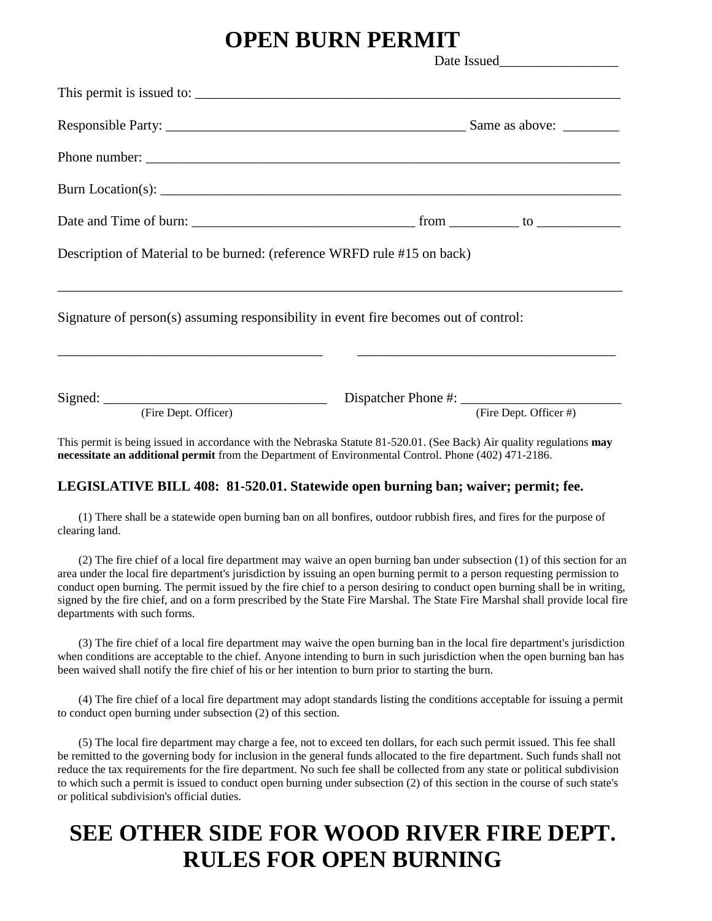# OPEN BURN PERMIT

Date Issued_________________

This permit is issued to: _______________________________________________________________

Responsible Party: ____________________________________________ Same as above: ________

Phone number: _______________________________________________________________________

Burn Location(s): _____________________________________________________________________

Date and Time of burn: ________________________________ from __________ to ____________

Description of Material to be burned: (reference WRFD rule #15 on back)

___________________________________________________________________________________

Signature of person(s) assuming responsibility in event fire becomes out of control:

_______________________________________ _____________________________________

Signed: ________________________________ Dispatcher Phone #: _______________________
(Fire Dept. Officer) (Fire Dept. Officer #)

This permit is being issued in accordance with the Nebraska Statute 81-520.01. (See Back) Air quality regulations **may necessitate an additional permit** from the Department of Environmental Control. Phone (402) 471-2186.

### LEGISLATIVE BILL 408: 81-520.01. Statewide open burning ban; waiver; permit; fee.

(1) There shall be a statewide open burning ban on all bonfires, outdoor rubbish fires, and fires for the purpose of clearing land.

(2) The fire chief of a local fire department may waive an open burning ban under subsection (1) of this section for an area under the local fire department's jurisdiction by issuing an open burning permit to a person requesting permission to conduct open burning. The permit issued by the fire chief to a person desiring to conduct open burning shall be in writing, signed by the fire chief, and on a form prescribed by the State Fire Marshal. The State Fire Marshal shall provide local fire departments with such forms.

(3) The fire chief of a local fire department may waive the open burning ban in the local fire department's jurisdiction when conditions are acceptable to the chief. Anyone intending to burn in such jurisdiction when the open burning ban has been waived shall notify the fire chief of his or her intention to burn prior to starting the burn.

(4) The fire chief of a local fire department may adopt standards listing the conditions acceptable for issuing a permit to conduct open burning under subsection (2) of this section.

(5) The local fire department may charge a fee, not to exceed ten dollars, for each such permit issued. This fee shall be remitted to the governing body for inclusion in the general funds allocated to the fire department. Such funds shall not reduce the tax requirements for the fire department. No such fee shall be collected from any state or political subdivision to which such a permit is issued to conduct open burning under subsection (2) of this section in the course of such state's or political subdivision's official duties.

# SEE OTHER SIDE FOR WOOD RIVER FIRE DEPT. RULES FOR OPEN BURNING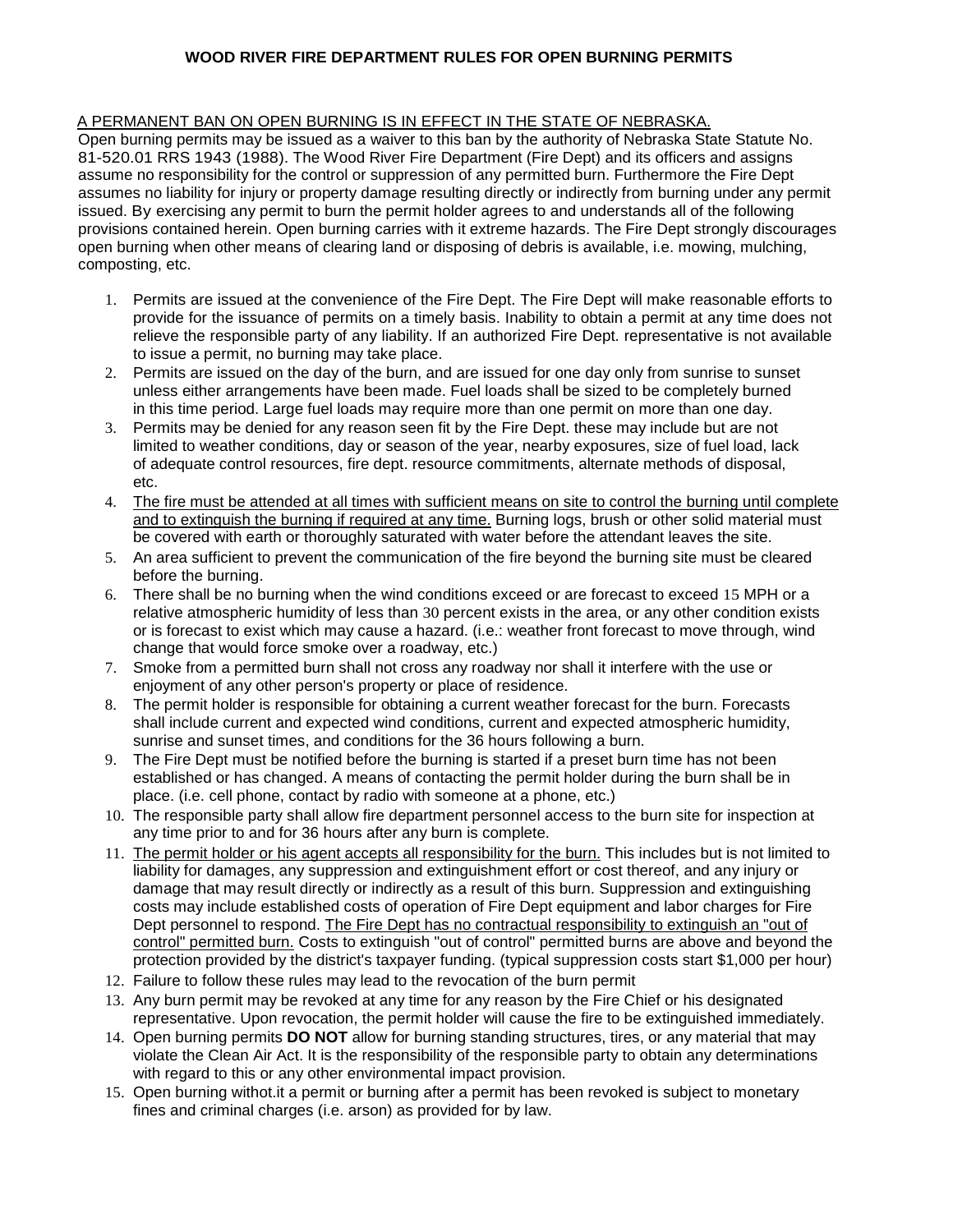## WOOD RIVER FIRE DEPARTMENT RULES FOR OPEN BURNING PERMITS

<u>A PERMANENT BAN ON OPEN BURNING IS IN EFFECT IN THE STATE OF NEBRASKA.</u>
Open burning permits may be issued as a waiver to this ban by the authority of Nebraska State Statute No. 81-520.01 RRS 1943 (1988). The Wood River Fire Department (Fire Dept) and its officers and assigns assume no responsibility for the control or suppression of any permitted burn. Furthermore the Fire Dept assumes no liability for injury or property damage resulting directly or indirectly from burning under any permit issued. By exercising any permit to burn the permit holder agrees to and understands all of the following provisions contained herein. Open burning carries with it extreme hazards. The Fire Dept strongly discourages open burning when other means of clearing land or disposing of debris is available, i.e. mowing, mulching, composting, etc.

1. Permits are issued at the convenience of the Fire Dept. The Fire Dept will make reasonable efforts to provide for the issuance of permits on a timely basis. Inability to obtain a permit at any time does not relieve the responsible party of any liability. If an authorized Fire Dept. representative is not available to issue a permit, no burning may take place.
2. Permits are issued on the day of the burn, and are issued for one day only from sunrise to sunset unless either arrangements have been made. Fuel loads shall be sized to be completely burned in this time period. Large fuel loads may require more than one permit on more than one day.
3. Permits may be denied for any reason seen fit by the Fire Dept. these may include but are not limited to weather conditions, day or season of the year, nearby exposures, size of fuel load, lack of adequate control resources, fire dept. resource commitments, alternate methods of disposal, etc.
4. <u>The fire must be attended at all times with sufficient means on site to control the burning until complete and to extinguish the burning if required at any time.</u> Burning logs, brush or other solid material must be covered with earth or thoroughly saturated with water before the attendant leaves the site.
5. An area sufficient to prevent the communication of the fire beyond the burning site must be cleared before the burning.
6. There shall be no burning when the wind conditions exceed or are forecast to exceed 15 MPH or a relative atmospheric humidity of less than 30 percent exists in the area, or any other condition exists or is forecast to exist which may cause a hazard. (i.e.: weather front forecast to move through, wind change that would force smoke over a roadway, etc.)
7. Smoke from a permitted burn shall not cross any roadway nor shall it interfere with the use or enjoyment of any other person's property or place of residence.
8. The permit holder is responsible for obtaining a current weather forecast for the burn. Forecasts shall include current and expected wind conditions, current and expected atmospheric humidity, sunrise and sunset times, and conditions for the 36 hours following a burn.
9. The Fire Dept must be notified before the burning is started if a preset burn time has not been established or has changed. A means of contacting the permit holder during the burn shall be in place. (i.e. cell phone, contact by radio with someone at a phone, etc.)
10. The responsible party shall allow fire department personnel access to the burn site for inspection at any time prior to and for 36 hours after any burn is complete.
11. <u>The permit holder or his agent accepts all responsibility for the burn.</u> This includes but is not limited to liability for damages, any suppression and extinguishment effort or cost thereof, and any injury or damage that may result directly or indirectly as a result of this burn. Suppression and extinguishing costs may include established costs of operation of Fire Dept equipment and labor charges for Fire Dept personnel to respond. <u>The Fire Dept has no contractual responsibility to extinguish an "out of control" permitted burn.</u> Costs to extinguish "out of control" permitted burns are above and beyond the protection provided by the district's taxpayer funding. (typical suppression costs start $1,000 per hour)
12. Failure to follow these rules may lead to the revocation of the burn permit
13. Any burn permit may be revoked at any time for any reason by the Fire Chief or his designated representative. Upon revocation, the permit holder will cause the fire to be extinguished immediately.
14. Open burning permits **DO NOT** allow for burning standing structures, tires, or any material that may violate the Clean Air Act. It is the responsibility of the responsible party to obtain any determinations with regard to this or any other environmental impact provision.
15. Open burning withot.it a permit or burning after a permit has been revoked is subject to monetary fines and criminal charges (i.e. arson) as provided for by law.